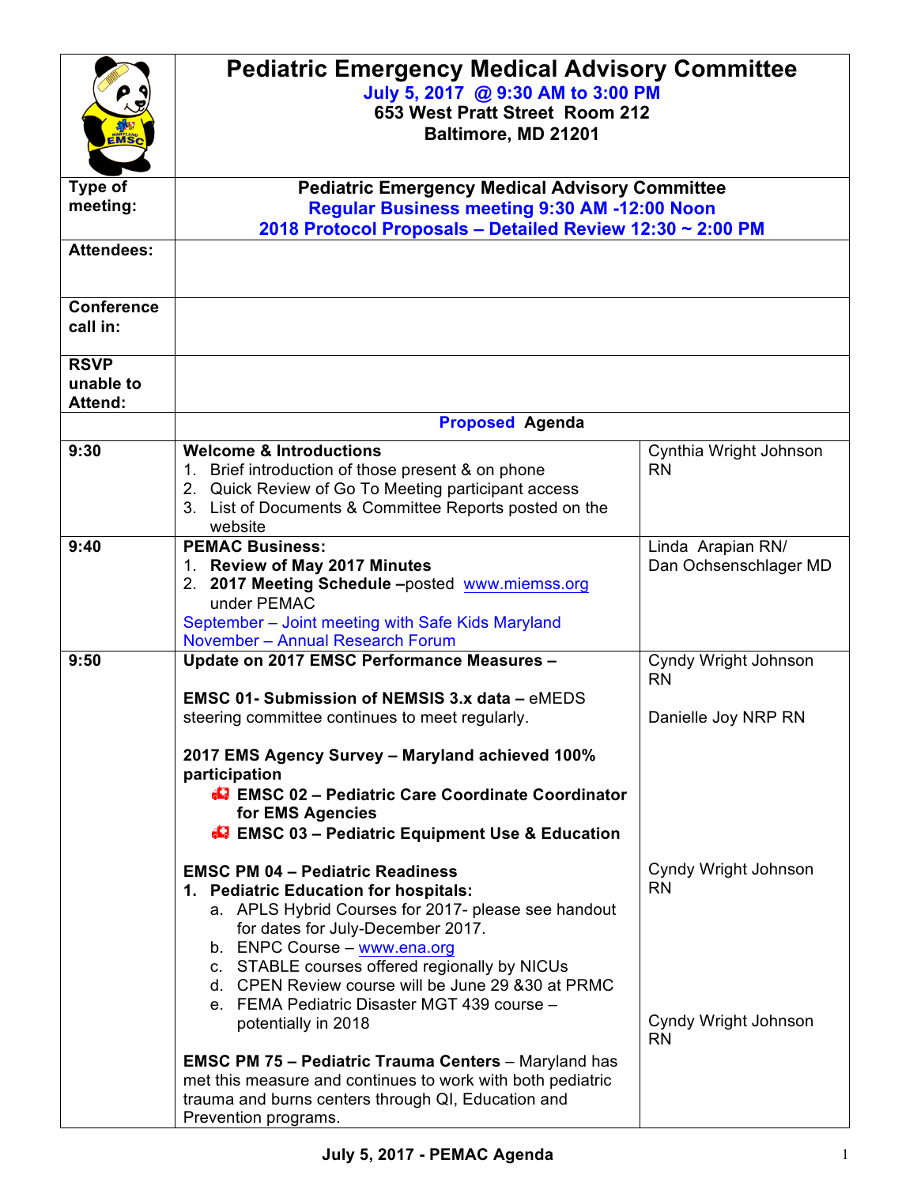# Pediatric Emergency Medical Advisory Committee

**July 5, 2017 @ 9:30 AM to 3:00 PM**
**653 West Pratt Street Room 212**
**Baltimore, MD 21201**

| | | |
|---|---|---|
| **Type of meeting:** | **Pediatric Emergency Medical Advisory Committee**<br>**Regular Business meeting 9:30 AM -12:00 Noon**<br>**2018 Protocol Proposals – Detailed Review 12:30 ~ 2:00 PM** | |
| **Attendees:** | | |
| **Conference call in:** | | |
| **RSVP unable to Attend:** | | |
| | **Proposed Agenda** | |
| **9:30** | **Welcome & Introductions**<br>1. Brief introduction of those present & on phone<br>2. Quick Review of Go To Meeting participant access<br>3. List of Documents & Committee Reports posted on the website | Cynthia Wright Johnson RN |
| **9:40** | **PEMAC Business:**<br>1. **Review of May 2017 Minutes**<br>2. **2017 Meeting Schedule** –posted www.miemss.org under PEMAC<br>September – Joint meeting with Safe Kids Maryland<br>November – Annual Research Forum | Linda Arapian RN/ Dan Ochsenschlager MD |
| **9:50** | **Update on 2017 EMSC Performance Measures –**<br><br>**EMSC 01- Submission of NEMSIS 3.x data –** eMEDS steering committee continues to meet regularly.<br><br>**2017 EMS Agency Survey – Maryland achieved 100% participation**<br>- **EMSC 02 – Pediatric Care Coordinate Coordinator for EMS Agencies**<br>- **EMSC 03 – Pediatric Equipment Use & Education** | Cyndy Wright Johnson RN<br><br>Danielle Joy NRP RN |
| | **EMSC PM 04 – Pediatric Readiness**<br>1. **Pediatric Education for hospitals:**<br>a. APLS Hybrid Courses for 2017- please see handout for dates for July-December 2017.<br>b. ENPC Course – www.ena.org<br>c. STABLE courses offered regionally by NICUs<br>d. CPEN Review course will be June 29 &30 at PRMC<br>e. FEMA Pediatric Disaster MGT 439 course – potentially in 2018 | Cyndy Wright Johnson RN |
| | **EMSC PM 75 – Pediatric Trauma Centers** – Maryland has met this measure and continues to work with both pediatric trauma and burns centers through QI, Education and Prevention programs. | Cyndy Wright Johnson RN |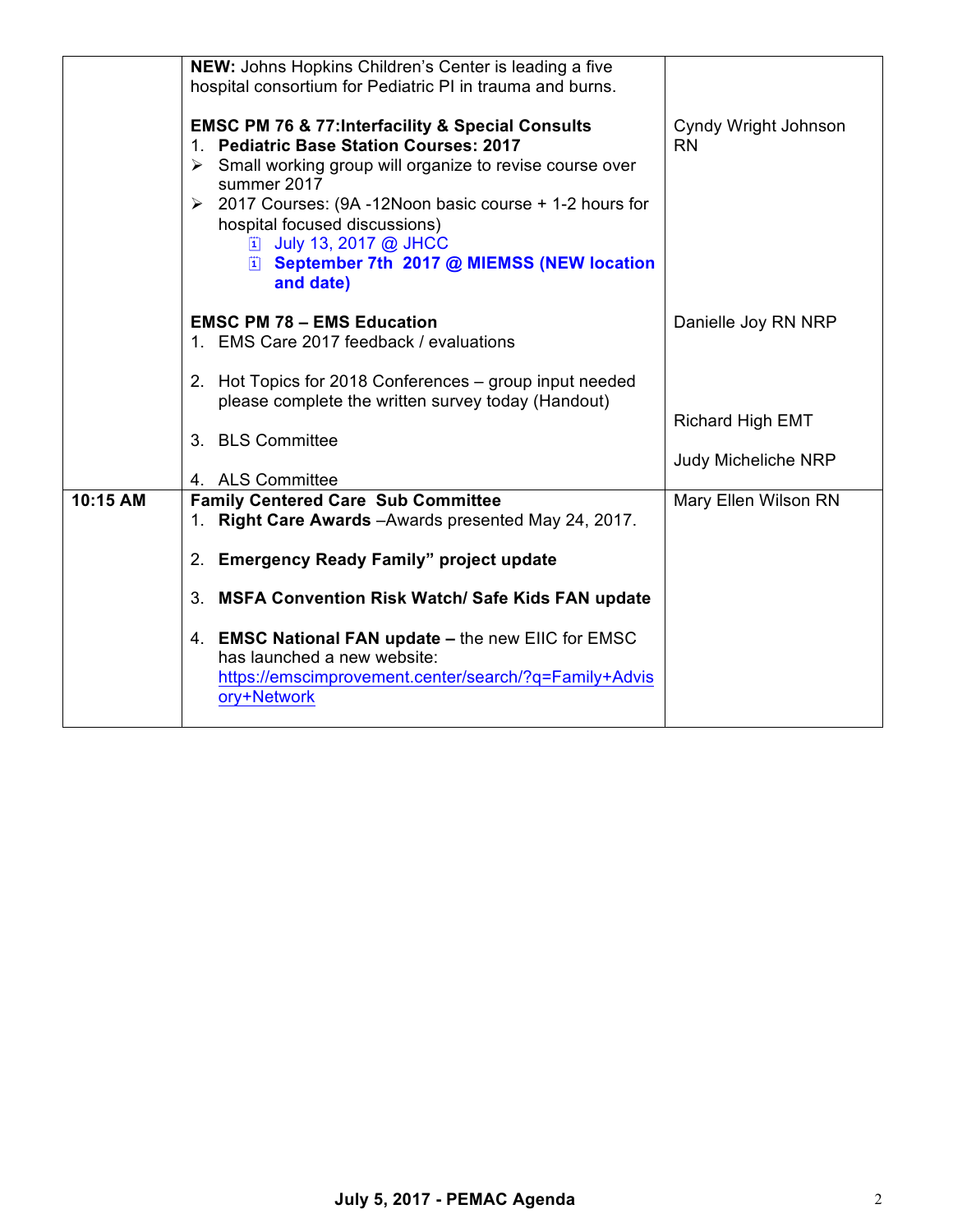| | | |
|---|---|---|
| | **NEW:** Johns Hopkins Children's Center is leading a five hospital consortium for Pediatric PI in trauma and burns.<br><br>**EMSC PM 76 & 77:Interfacility & Special Consults**<br>1. **Pediatric Base Station Courses: 2017**<br>➢ Small working group will organize to revise course over summer 2017<br>➢ 2017 Courses: (9A -12Noon basic course + 1-2 hours for hospital focused discussions)<br>- July 13, 2017 @ JHCC<br>- **September 7th 2017 @ MIEMSS (NEW location and date)**<br><br>**EMSC PM 78 – EMS Education**<br>1. EMS Care 2017 feedback / evaluations<br><br>2. Hot Topics for 2018 Conferences – group input needed please complete the written survey today (Handout)<br><br>3. BLS Committee<br><br>4. ALS Committee | Cyndy Wright Johnson RN<br><br>Danielle Joy RN NRP<br><br>Richard High EMT<br><br>Judy Micheliche NRP |
| **10:15 AM** | **Family Centered Care Sub Committee**<br>1. **Right Care Awards** –Awards presented May 24, 2017.<br><br>2. **Emergency Ready Family" project update**<br><br>3. **MSFA Convention Risk Watch/ Safe Kids FAN update**<br><br>4. **EMSC National FAN update –** the new EIIC for EMSC has launched a new website: https://emscimprovement.center/search/?q=Family+Advisory+Network | Mary Ellen Wilson RN |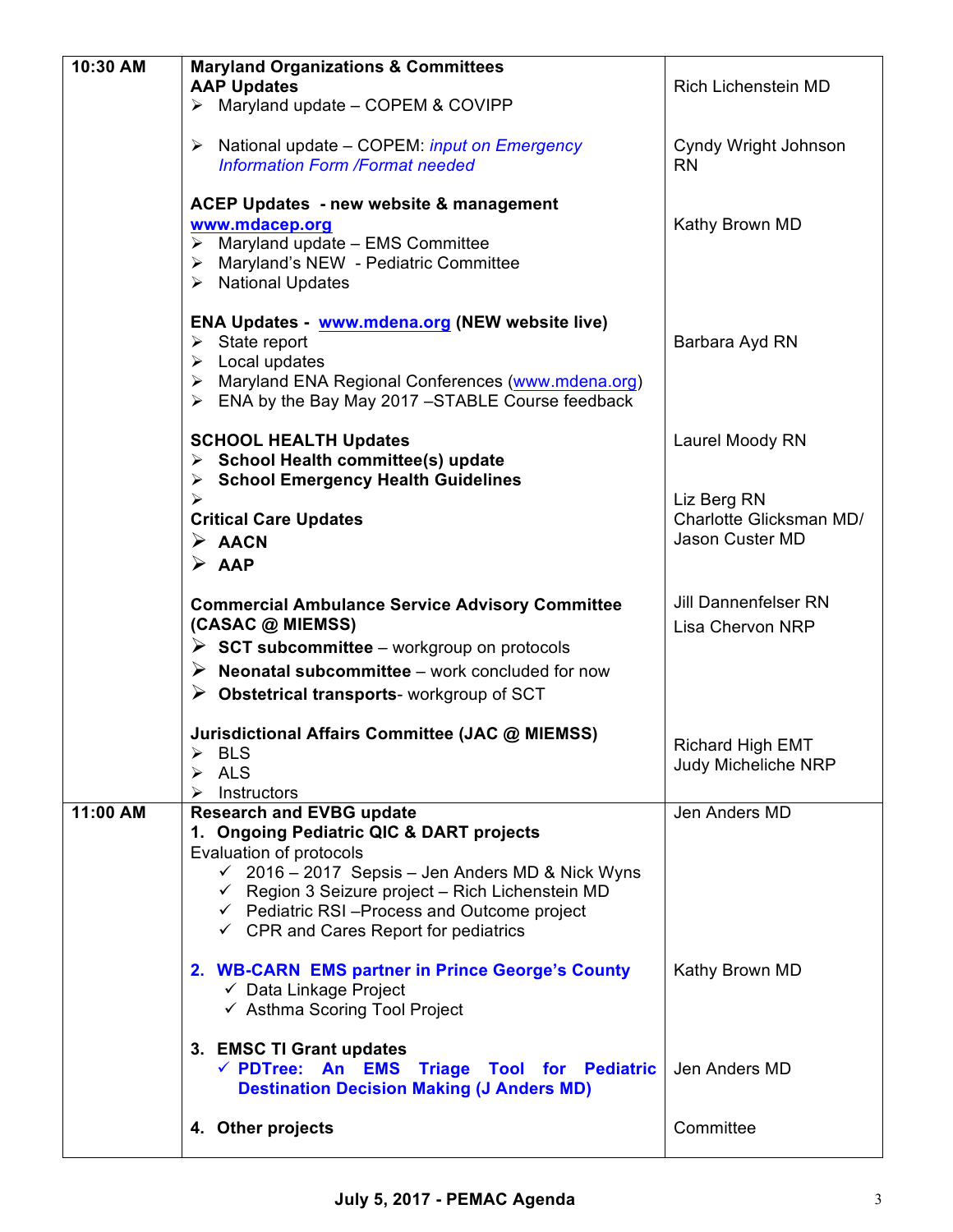| | | |
|---|---|---|
| 10:30 AM | **Maryland Organizations & Committees**<br>**AAP Updates**<br>➢ Maryland update – COPEM & COVIPP<br><br>➢ National update – COPEM: *input on Emergency Information Form /Format needed*<br><br>**ACEP Updates - new website & management**<br>**www.mdacep.org**<br>➢ Maryland update – EMS Committee<br>➢ Maryland's NEW - Pediatric Committee<br>➢ National Updates<br><br>**ENA Updates - www.mdena.org (NEW website live)**<br>➢ State report<br>➢ Local updates<br>➢ Maryland ENA Regional Conferences (www.mdena.org)<br>➢ ENA by the Bay May 2017 –STABLE Course feedback<br><br>**SCHOOL HEALTH Updates**<br>➢ **School Health committee(s) update**<br>➢ **School Emergency Health Guidelines**<br>➢<br>**Critical Care Updates**<br>➢ **AACN**<br>➢ **AAP**<br><br>**Commercial Ambulance Service Advisory Committee (CASAC @ MIEMSS)**<br>➢ **SCT subcommittee** – workgroup on protocols<br>➢ **Neonatal subcommittee** – work concluded for now<br>➢ **Obstetrical transports**- workgroup of SCT<br><br>**Jurisdictional Affairs Committee (JAC @ MIEMSS)**<br>➢ BLS<br>➢ ALS<br>➢ Instructors | Rich Lichenstein MD<br><br>Cyndy Wright Johnson RN<br><br>Kathy Brown MD<br><br>Barbara Ayd RN<br><br>Laurel Moody RN<br><br>Liz Berg RN<br>Charlotte Glicksman MD/<br>Jason Custer MD<br><br>Jill Dannenfelser RN<br>Lisa Chervon NRP<br><br>Richard High EMT<br>Judy Micheliche NRP |
| 11:00 AM | **Research and EVBG update**<br>**1. Ongoing Pediatric QIC & DART projects**<br>Evaluation of protocols<br>✓ 2016 – 2017 Sepsis – Jen Anders MD & Nick Wyns<br>✓ Region 3 Seizure project – Rich Lichenstein MD<br>✓ Pediatric RSI –Process and Outcome project<br>✓ CPR and Cares Report for pediatrics<br><br>**2. WB-CARN EMS partner in Prince George's County**<br>✓ Data Linkage Project<br>✓ Asthma Scoring Tool Project<br><br>**3. EMSC TI Grant updates**<br>✓ **PDTree: An EMS Triage Tool for Pediatric Destination Decision Making (J Anders MD)**<br><br>**4. Other projects** | Jen Anders MD<br><br>Kathy Brown MD<br><br>Jen Anders MD<br><br>Committee |

**July 5, 2017 - PEMAC Agenda**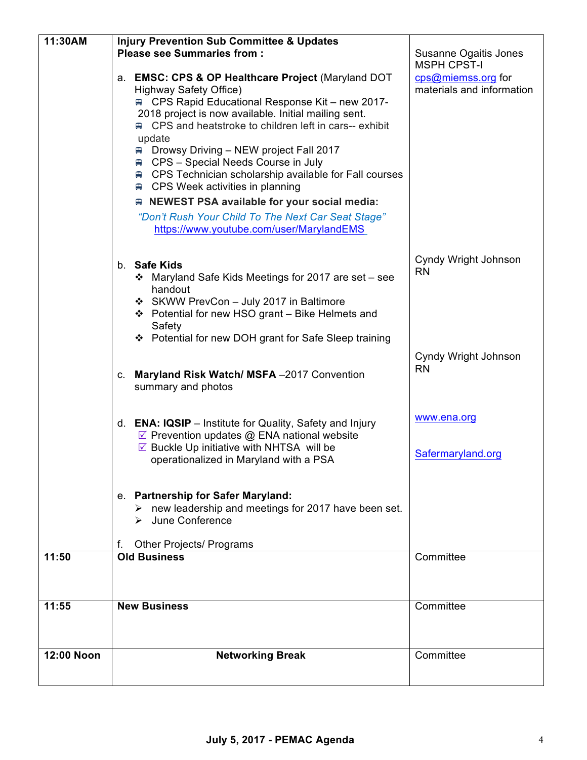| | | |
|---|---|---|
| **11:30AM** | **Injury Prevention Sub Committee & Updates**<br>**Please see Summaries from :**<br><br>a. **EMSC: CPS & OP Healthcare Project** (Maryland DOT Highway Safety Office)<br>- CPS Rapid Educational Response Kit – new 2017-2018 project is now available. Initial mailing sent.<br>- CPS and heatstroke to children left in cars-- exhibit update<br>- Drowsy Driving – NEW project Fall 2017<br>- CPS – Special Needs Course in July<br>- CPS Technician scholarship available for Fall courses<br>- CPS Week activities in planning<br>- **NEWEST PSA available for your social media:**<br>*"Don't Rush Your Child To The Next Car Seat Stage"*<br>https://www.youtube.com/user/MarylandEMS | Susanne Ogaitis Jones MSPH CPST-I<br>cps@miemss.org for materials and information |
| | b. **Safe Kids**<br>- Maryland Safe Kids Meetings for 2017 are set – see handout<br>- SKWW PrevCon – July 2017 in Baltimore<br>- Potential for new HSO grant – Bike Helmets and Safety<br>- Potential for new DOH grant for Safe Sleep training | Cyndy Wright Johnson RN |
| | c. **Maryland Risk Watch/ MSFA** –2017 Convention summary and photos | Cyndy Wright Johnson RN |
| | d. **ENA: IQSIP** – Institute for Quality, Safety and Injury<br>☑ Prevention updates @ ENA national website<br>☑ Buckle Up initiative with NHTSA will be operationalized in Maryland with a PSA | www.ena.org |
| | e. **Partnership for Safer Maryland:**<br>- new leadership and meetings for 2017 have been set.<br>- June Conference<br><br>f. Other Projects/ Programs | Safermaryland.org |
| **11:50** | **Old Business** | Committee |
| **11:55** | **New Business** | Committee |
| **12:00 Noon** | **Networking Break** | Committee |

**July 5, 2017 - PEMAC Agenda**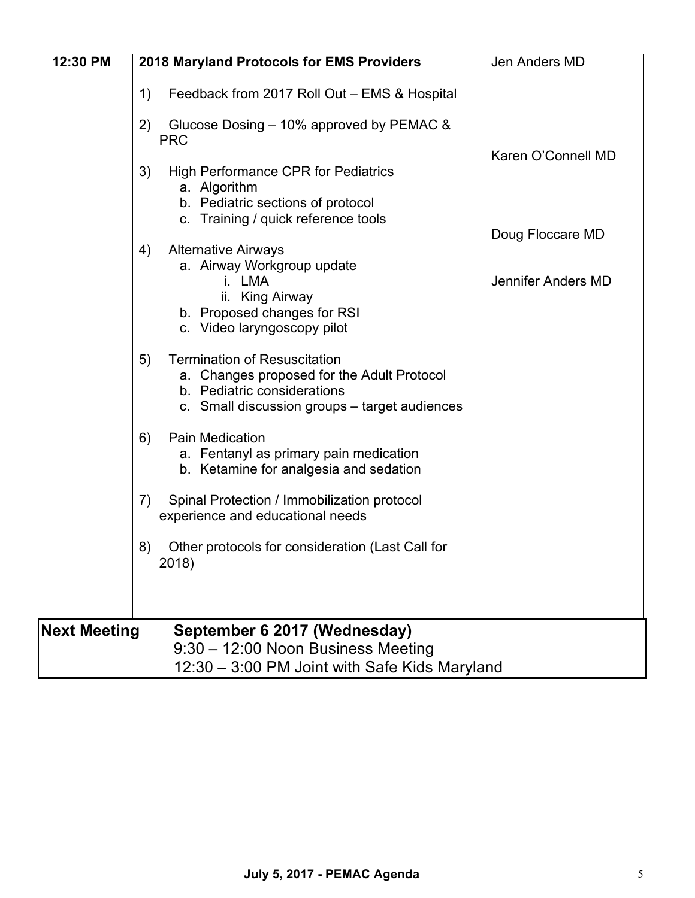| 12:30 PM | **2018 Maryland Protocols for EMS Providers** | Jen Anders MD |
|---|---|---|
| | 1) Feedback from 2017 Roll Out – EMS & Hospital | |
| | 2) Glucose Dosing – 10% approved by PEMAC & PRC | |
| | 3) High Performance CPR for Pediatrics<br>a. Algorithm<br>b. Pediatric sections of protocol<br>c. Training / quick reference tools | Karen O'Connell MD |
| | 4) Alternative Airways<br>a. Airway Workgroup update<br>i. LMA<br>ii. King Airway<br>b. Proposed changes for RSI<br>c. Video laryngoscopy pilot | Doug Floccare MD<br><br>Jennifer Anders MD |
| | 5) Termination of Resuscitation<br>a. Changes proposed for the Adult Protocol<br>b. Pediatric considerations<br>c. Small discussion groups – target audiences | |
| | 6) Pain Medication<br>a. Fentanyl as primary pain medication<br>b. Ketamine for analgesia and sedation | |
| | 7) Spinal Protection / Immobilization protocol experience and educational needs | |
| | 8) Other protocols for consideration (Last Call for 2018) | |

| **Next Meeting** | **September 6 2017 (Wednesday)**<br>9:30 – 12:00 Noon Business Meeting<br>12:30 – 3:00 PM Joint with Safe Kids Maryland |
|---|---|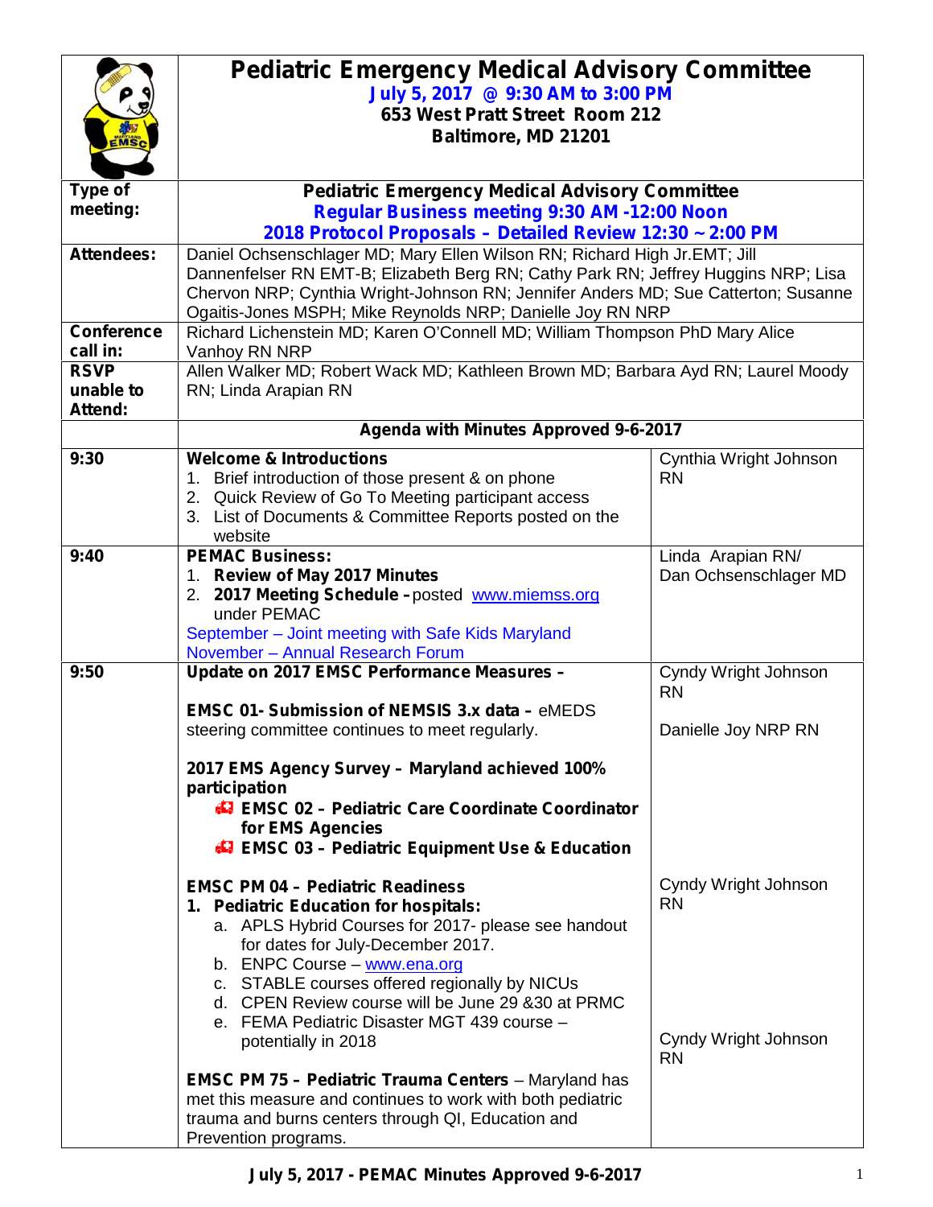# Pediatric Emergency Medical Advisory Committee

**July 5, 2017 @ 9:30 AM to 3:00 PM**
**653 West Pratt Street Room 212**
**Baltimore, MD 21201**

| | | |
|---|---|---|
| **Type of meeting:** | **Pediatric Emergency Medical Advisory Committee** **Regular Business meeting 9:30 AM -12:00 Noon** **2018 Protocol Proposals – Detailed Review 12:30 ~ 2:00 PM** | |
| **Attendees:** | Daniel Ochsenschlager MD; Mary Ellen Wilson RN; Richard High Jr.EMT; Jill Dannenfelser RN EMT-B; Elizabeth Berg RN; Cathy Park RN; Jeffrey Huggins NRP; Lisa Chervon NRP; Cynthia Wright-Johnson RN; Jennifer Anders MD; Sue Catterton; Susanne Ogaitis-Jones MSPH; Mike Reynolds NRP; Danielle Joy RN NRP | |
| **Conference call in:** | Richard Lichenstein MD; Karen O'Connell MD; William Thompson PhD Mary Alice Vanhoy RN NRP | |
| **RSVP unable to Attend:** | Allen Walker MD; Robert Wack MD; Kathleen Brown MD; Barbara Ayd RN; Laurel Moody RN; Linda Arapian RN | |
| | **Agenda with Minutes Approved 9-6-2017** | |
| **9:30** | **Welcome & Introductions** 1. Brief introduction of those present & on phone 2. Quick Review of Go To Meeting participant access 3. List of Documents & Committee Reports posted on the website | Cynthia Wright Johnson RN |
| **9:40** | **PEMAC Business:** 1. **Review of May 2017 Minutes** 2. **2017 Meeting Schedule –** posted www.miemss.org under PEMAC September – Joint meeting with Safe Kids Maryland November – Annual Research Forum | Linda Arapian RN/ Dan Ochsenschlager MD |
| **9:50** | **Update on 2017 EMSC Performance Measures –** **EMSC 01- Submission of NEMSIS 3.x data –** eMEDS steering committee continues to meet regularly. **2017 EMS Agency Survey – Maryland achieved 100% participation** • **EMSC 02 – Pediatric Care Coordinate Coordinator for EMS Agencies** • **EMSC 03 – Pediatric Equipment Use & Education** | Cyndy Wright Johnson RN Danielle Joy NRP RN |
| | **EMSC PM 04 – Pediatric Readiness** **1. Pediatric Education for hospitals:** a. APLS Hybrid Courses for 2017- please see handout for dates for July-December 2017. b. ENPC Course – www.ena.org c. STABLE courses offered regionally by NICUs d. CPEN Review course will be June 29 &30 at PRMC e. FEMA Pediatric Disaster MGT 439 course – potentially in 2018 | Cyndy Wright Johnson RN |
| | **EMSC PM 75 – Pediatric Trauma Centers** – Maryland has met this measure and continues to work with both pediatric trauma and burns centers through QI, Education and Prevention programs. | Cyndy Wright Johnson RN |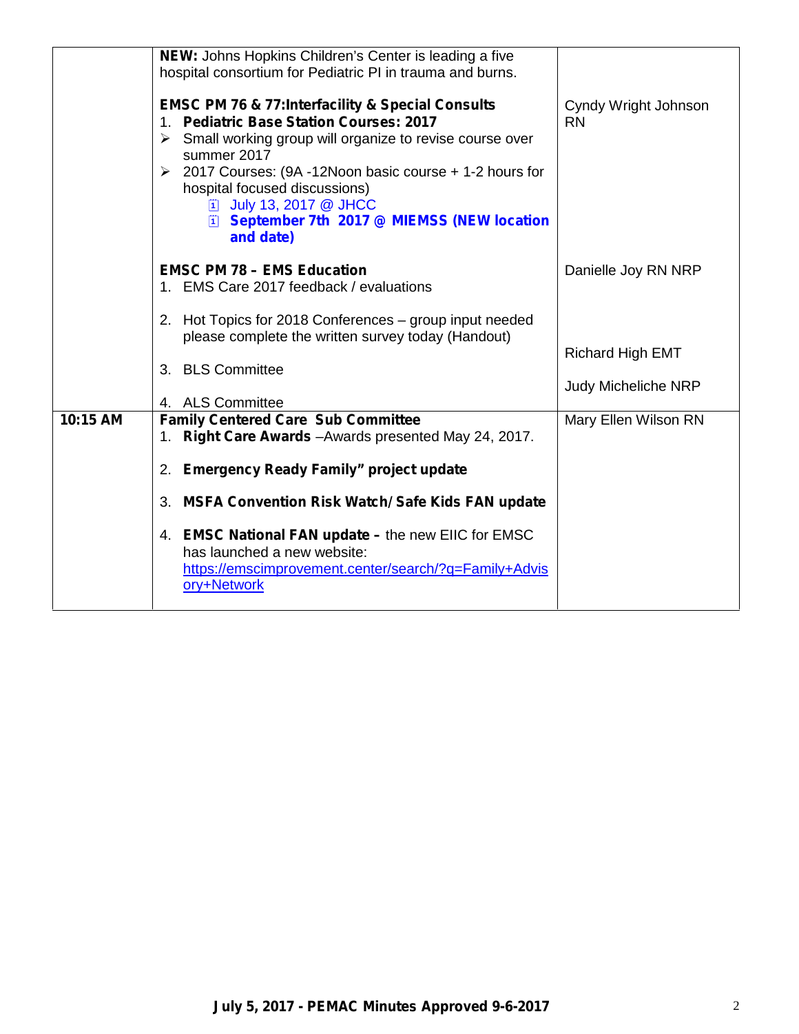| | | |
|---|---|---|
| | **NEW:** Johns Hopkins Children's Center is leading a five hospital consortium for Pediatric PI in trauma and burns.<br><br>**EMSC PM 76 & 77:Interfacility & Special Consults**<br>1. **Pediatric Base Station Courses: 2017**<br>➢ Small working group will organize to revise course over summer 2017<br>➢ 2017 Courses: (9A -12Noon basic course + 1-2 hours for hospital focused discussions)<br>&nbsp;&nbsp;&nbsp;&nbsp;▫ July 13, 2017 @ JHCC<br>&nbsp;&nbsp;&nbsp;&nbsp;▫ **September 7th 2017 @ MIEMSS (NEW location and date)** | Cyndy Wright Johnson RN |
| | **EMSC PM 78 – EMS Education**<br>1. EMS Care 2017 feedback / evaluations<br><br>2. Hot Topics for 2018 Conferences – group input needed please complete the written survey today (Handout)<br><br>3. BLS Committee<br><br>4. ALS Committee | Danielle Joy RN NRP<br><br><br><br>Richard High EMT<br><br>Judy Micheliche NRP |
| **10:15 AM** | **Family Centered Care Sub Committee**<br>1. **Right Care Awards** –Awards presented May 24, 2017.<br><br>2. **Emergency Ready Family" project update**<br><br>3. **MSFA Convention Risk Watch/ Safe Kids FAN update**<br><br>4. **EMSC National FAN update –** the new EIIC for EMSC has launched a new website: [https://emscimprovement.center/search/?q=Family+Advisory+Network](https://emscimprovement.center/search/?q=Family+Advisory+Network) | Mary Ellen Wilson RN |

**July 5, 2017 - PEMAC Minutes Approved 9-6-2017**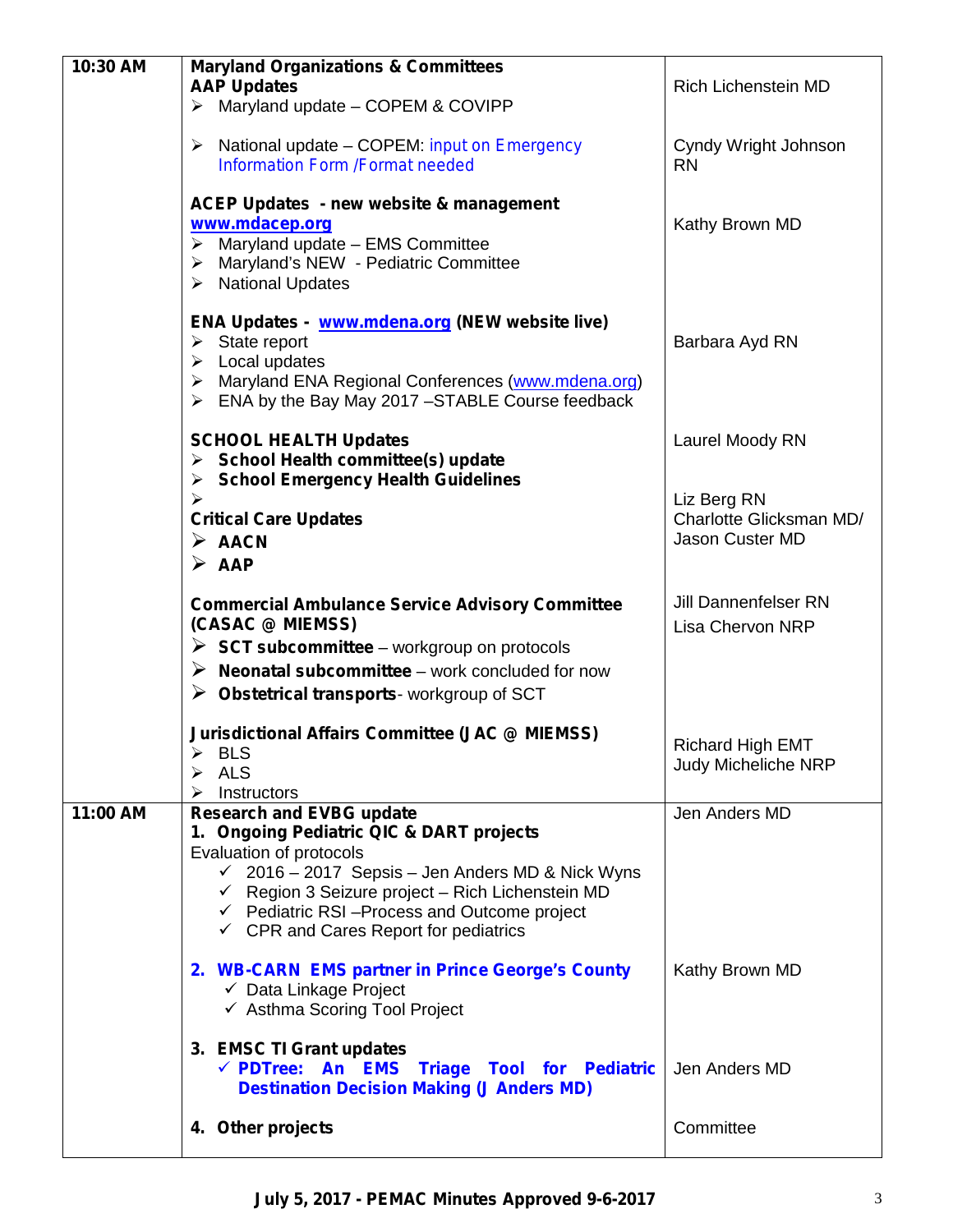| Time | Topic | Presenter |
|---|---|---|
| 10:30 AM | **Maryland Organizations & Committees**<br>**AAP Updates**<br>➢ Maryland update – COPEM & COVIPP<br><br>➢ National update – COPEM: input on Emergency Information Form /Format needed<br><br>**ACEP Updates - new website & management**<br>**www.mdacep.org**<br>➢ Maryland update – EMS Committee<br>➢ Maryland's NEW - Pediatric Committee<br>➢ National Updates<br><br>**ENA Updates - www.mdena.org (NEW website live)**<br>➢ State report<br>➢ Local updates<br>➢ Maryland ENA Regional Conferences (www.mdena.org)<br>➢ ENA by the Bay May 2017 –STABLE Course feedback<br><br>**SCHOOL HEALTH Updates**<br>➢ **School Health committee(s) update**<br>➢ **School Emergency Health Guidelines**<br>➢<br>**Critical Care Updates**<br>➢ **AACN**<br>➢ **AAP**<br><br>**Commercial Ambulance Service Advisory Committee (CASAC @ MIEMSS)**<br>➢ **SCT subcommittee** – workgroup on protocols<br>➢ **Neonatal subcommittee** – work concluded for now<br>➢ **Obstetrical transports**- workgroup of SCT<br><br>**Jurisdictional Affairs Committee (JAC @ MIEMSS)**<br>➢ BLS<br>➢ ALS<br>➢ Instructors | Rich Lichenstein MD<br><br>Cyndy Wright Johnson RN<br><br>Kathy Brown MD<br><br>Barbara Ayd RN<br><br>Laurel Moody RN<br><br>Liz Berg RN<br>Charlotte Glicksman MD/<br>Jason Custer MD<br><br>Jill Dannenfelser RN<br>Lisa Chervon NRP<br><br>Richard High EMT<br>Judy Micheliche NRP |
| 11:00 AM | **Research and EVBG update**<br>**1. Ongoing Pediatric QIC & DART projects**<br>Evaluation of protocols<br>✓ 2016 – 2017 Sepsis – Jen Anders MD & Nick Wyns<br>✓ Region 3 Seizure project – Rich Lichenstein MD<br>✓ Pediatric RSI –Process and Outcome project<br>✓ CPR and Cares Report for pediatrics<br><br>**2. WB-CARN EMS partner in Prince George's County**<br>✓ Data Linkage Project<br>✓ Asthma Scoring Tool Project<br><br>**3. EMSC TI Grant updates**<br>✓ **PDTree: An EMS Triage Tool for Pediatric Destination Decision Making (J Anders MD)**<br><br>**4. Other projects** | Jen Anders MD<br><br>Kathy Brown MD<br><br>Jen Anders MD<br><br>Committee |

**July 5, 2017 - PEMAC Minutes Approved 9-6-2017**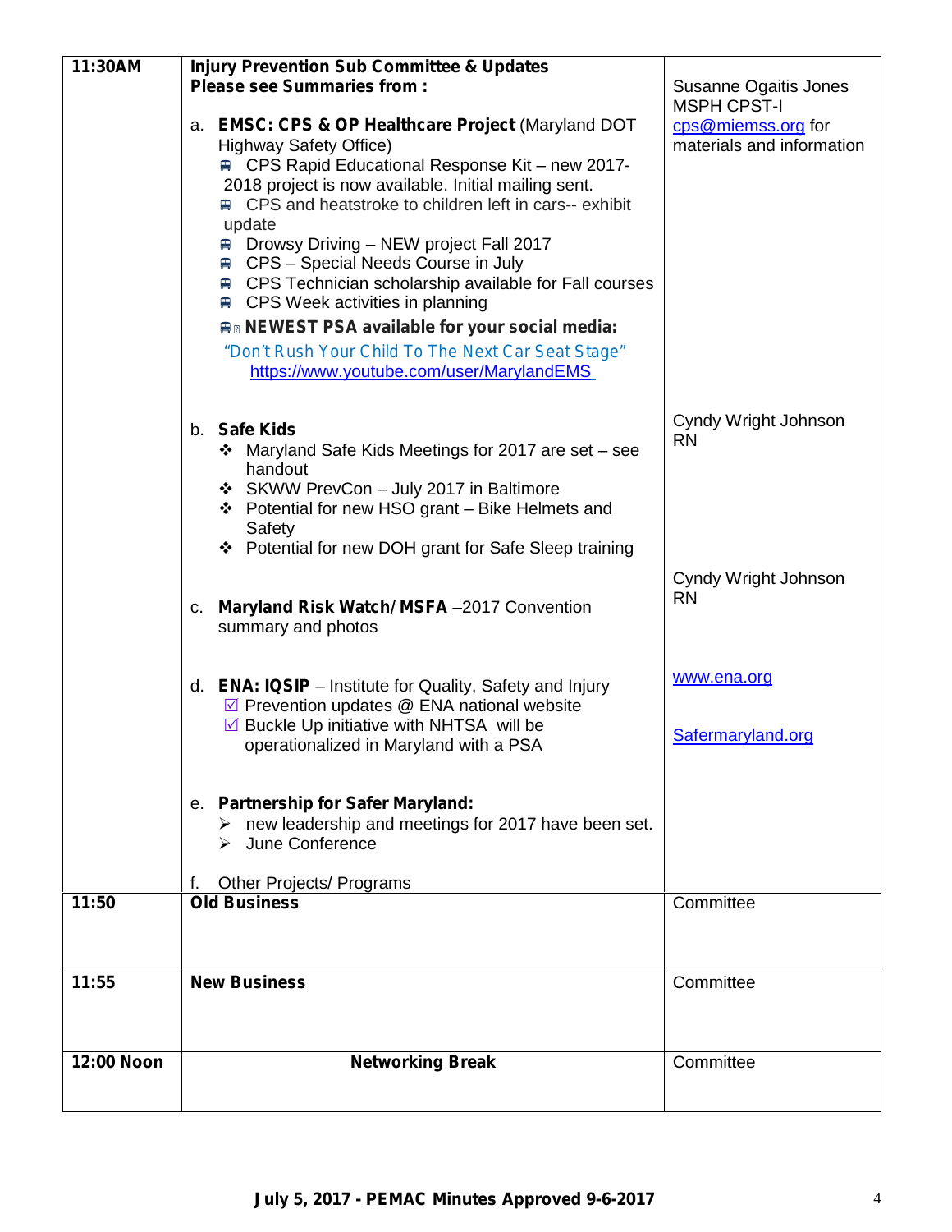| | | |
|---|---|---|
| **11:30AM** | **Injury Prevention Sub Committee & Updates**<br>**Please see Summaries from :**<br><br>a. **EMSC: CPS & OP Healthcare Project** (Maryland DOT Highway Safety Office)<br>- CPS Rapid Educational Response Kit – new 2017-2018 project is now available. Initial mailing sent.<br>- CPS and heatstroke to children left in cars-- exhibit update<br>- Drowsy Driving – NEW project Fall 2017<br>- CPS – Special Needs Course in July<br>- CPS Technician scholarship available for Fall courses<br>- CPS Week activities in planning<br>- **NEWEST PSA available for your social media:**<br>"Don't Rush Your Child To The Next Car Seat Stage"<br>https://www.youtube.com/user/MarylandEMS<br><br>b. **Safe Kids**<br>- Maryland Safe Kids Meetings for 2017 are set – see handout<br>- SKWW PrevCon – July 2017 in Baltimore<br>- Potential for new HSO grant – Bike Helmets and Safety<br>- Potential for new DOH grant for Safe Sleep training<br><br>c. **Maryland Risk Watch/ MSFA** –2017 Convention summary and photos<br><br>d. **ENA: IQSIP** – Institute for Quality, Safety and Injury<br>☑ Prevention updates @ ENA national website<br>☑ Buckle Up initiative with NHTSA will be operationalized in Maryland with a PSA<br><br>e. **Partnership for Safer Maryland:**<br>➢ new leadership and meetings for 2017 have been set.<br>➢ June Conference<br><br>f. Other Projects/ Programs | Susanne Ogaitis Jones MSPH CPST-I<br>cps@miemss.org for materials and information<br><br>Cyndy Wright Johnson RN<br><br>Cyndy Wright Johnson RN<br><br>www.ena.org<br><br>Safermaryland.org |
| **11:50** | **Old Business** | Committee |
| **11:55** | **New Business** | Committee |
| **12:00 Noon** | **Networking Break** | Committee |

**July 5, 2017 - PEMAC Minutes Approved 9-6-2017**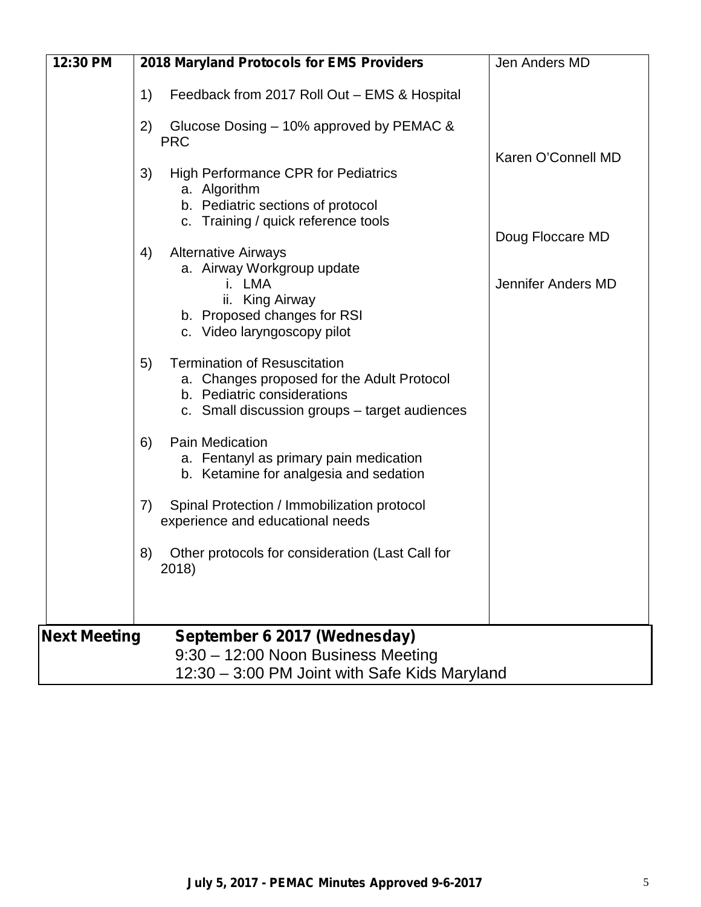| 12:30 PM | **2018 Maryland Protocols for EMS Providers**<br><br>1) Feedback from 2017 Roll Out – EMS & Hospital<br><br>2) Glucose Dosing – 10% approved by PEMAC & PRC<br><br>3) High Performance CPR for Pediatrics<br>a. Algorithm<br>b. Pediatric sections of protocol<br>c. Training / quick reference tools<br><br>4) Alternative Airways<br>a. Airway Workgroup update<br>i. LMA<br>ii. King Airway<br>b. Proposed changes for RSI<br>c. Video laryngoscopy pilot<br><br>5) Termination of Resuscitation<br>a. Changes proposed for the Adult Protocol<br>b. Pediatric considerations<br>c. Small discussion groups – target audiences<br><br>6) Pain Medication<br>a. Fentanyl as primary pain medication<br>b. Ketamine for analgesia and sedation<br><br>7) Spinal Protection / Immobilization protocol experience and educational needs<br><br>8) Other protocols for consideration (Last Call for 2018) | Jen Anders MD<br><br><br><br><br>Karen O'Connell MD<br><br><br><br>Doug Floccare MD<br><br>Jennifer Anders MD |
|---|---|---|

| **Next Meeting** | **September 6 2017 (Wednesday)**<br>9:30 – 12:00 Noon Business Meeting<br>12:30 – 3:00 PM Joint with Safe Kids Maryland |
|---|---|

**July 5, 2017 - PEMAC Minutes Approved 9-6-2017**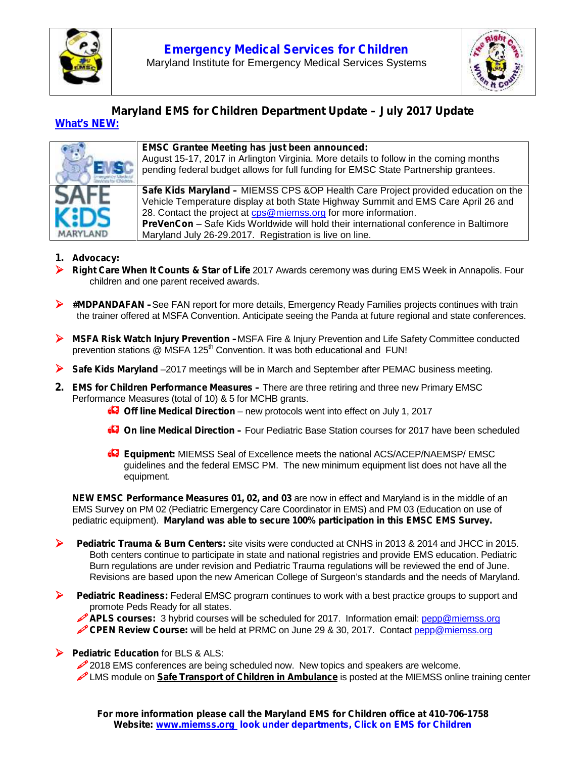| | **Emergency Medical Services for Children**<br>Maryland Institute for Emergency Medical Services Systems | |
|---|---|---|

# Maryland EMS for Children Department Update – July 2017 Update

**What's NEW:**

| | |
|---|---|
| EMSC | **EMSC Grantee Meeting has just been announced:**<br>August 15-17, 2017 in Arlington Virginia. More details to follow in the coming months pending federal budget allows for full funding for EMSC State Partnership grantees. |
| SAFE KIDS MARYLAND | **Safe Kids Maryland –** MIEMSS CPS &OP Health Care Project provided education on the Vehicle Temperature display at both State Highway Summit and EMS Care April 26 and 28. Contact the project at cps@miemss.org for more information.<br>**PreVenCon** – Safe Kids Worldwide will hold their international conference in Baltimore Maryland July 26-29.2017. Registration is live on line. |

1. **Advocacy:**
   - **Right Care When It Counts & Star of Life** 2017 Awards ceremony was during EMS Week in Annapolis. Four children and one parent received awards.
   - **#MDPANDAFAN –** See FAN report for more details, Emergency Ready Families projects continues with train the trainer offered at MSFA Convention. Anticipate seeing the Panda at future regional and state conferences.
   - **MSFA Risk Watch Injury Prevention –** MSFA Fire & Injury Prevention and Life Safety Committee conducted prevention stations @ MSFA 125th Convention. It was both educational and FUN!
   - **Safe Kids Maryland** –2017 meetings will be in March and September after PEMAC business meeting.

2. **EMS for Children Performance Measures –** There are three retiring and three new Primary EMSC Performance Measures (total of 10) & 5 for MCHB grants.
   - **Off line Medical Direction** – new protocols went into effect on July 1, 2017
   - **On line Medical Direction –** Four Pediatric Base Station courses for 2017 have been scheduled
   - **Equipment:** MIEMSS Seal of Excellence meets the national ACS/ACEP/NAEMSP/ EMSC guidelines and the federal EMSC PM. The new minimum equipment list does not have all the equipment.

   **NEW EMSC Performance Measures 01, 02, and 03** are now in effect and Maryland is in the middle of an EMS Survey on PM 02 (Pediatric Emergency Care Coordinator in EMS) and PM 03 (Education on use of pediatric equipment). **Maryland was able to secure 100% participation in this EMSC EMS Survey.**

   - **Pediatric Trauma & Burn Centers:** site visits were conducted at CNHS in 2013 & 2014 and JHCC in 2015. Both centers continue to participate in state and national registries and provide EMS education. Pediatric Burn regulations are under revision and Pediatric Trauma regulations will be reviewed the end of June. Revisions are based upon the new American College of Surgeon's standards and the needs of Maryland.
   - **Pediatric Readiness:** Federal EMSC program continues to work with a best practice groups to support and promote Peds Ready for all states.
     - **APLS courses:** 3 hybrid courses will be scheduled for 2017. Information email: pepp@miemss.org
     - **CPEN Review Course:** will be held at PRMC on June 29 & 30, 2017. Contact pepp@miemss.org
   - **Pediatric Education** for BLS & ALS:
     - 2018 EMS conferences are being scheduled now. New topics and speakers are welcome.
     - LMS module on **Safe Transport of Children in Ambulance** is posted at the MIEMSS online training center

**For more information please call the Maryland EMS for Children office at 410-706-1758**
**Website: www.miemss.org look under departments, Click on EMS for Children**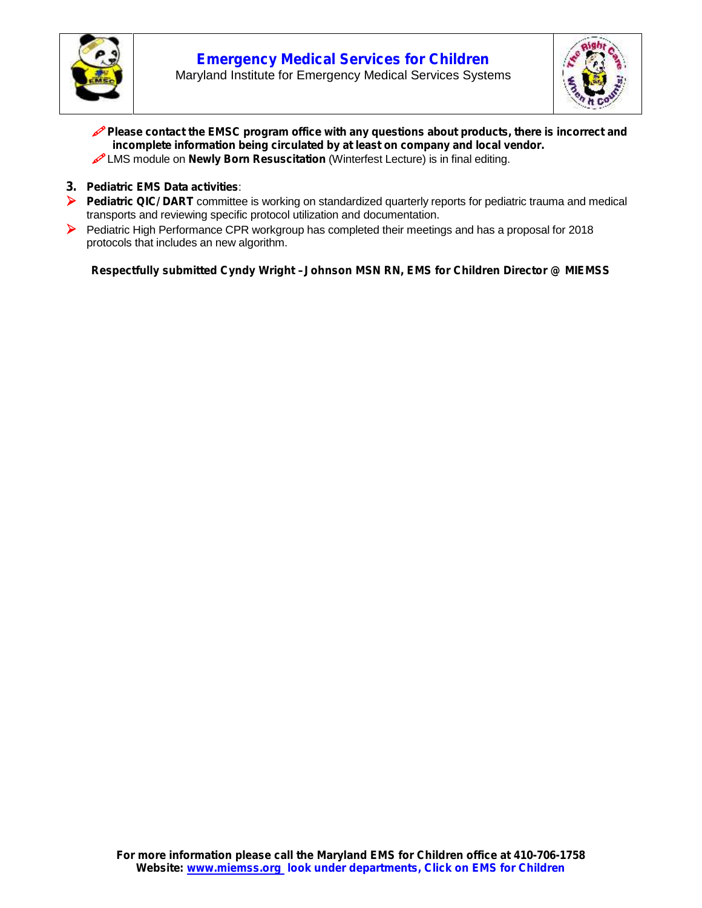**Emergency Medical Services for Children**

Maryland Institute for Emergency Medical Services Systems

- **Please contact the EMSC program office with any questions about products, there is incorrect and incomplete information being circulated by at least on company and local vendor.**
- LMS module on **Newly Born Resuscitation** (Winterfest Lecture) is in final editing.

**3. Pediatric EMS Data activities**:

- **Pediatric QIC/DART** committee is working on standardized quarterly reports for pediatric trauma and medical transports and reviewing specific protocol utilization and documentation.
- Pediatric High Performance CPR workgroup has completed their meetings and has a proposal for 2018 protocols that includes an new algorithm.

**Respectfully submitted Cyndy Wright –Johnson MSN RN, EMS for Children Director @ MIEMSS**

**For more information please call the Maryland EMS for Children office at 410-706-1758**
**Website: www.miemss.org look under departments, Click on EMS for Children**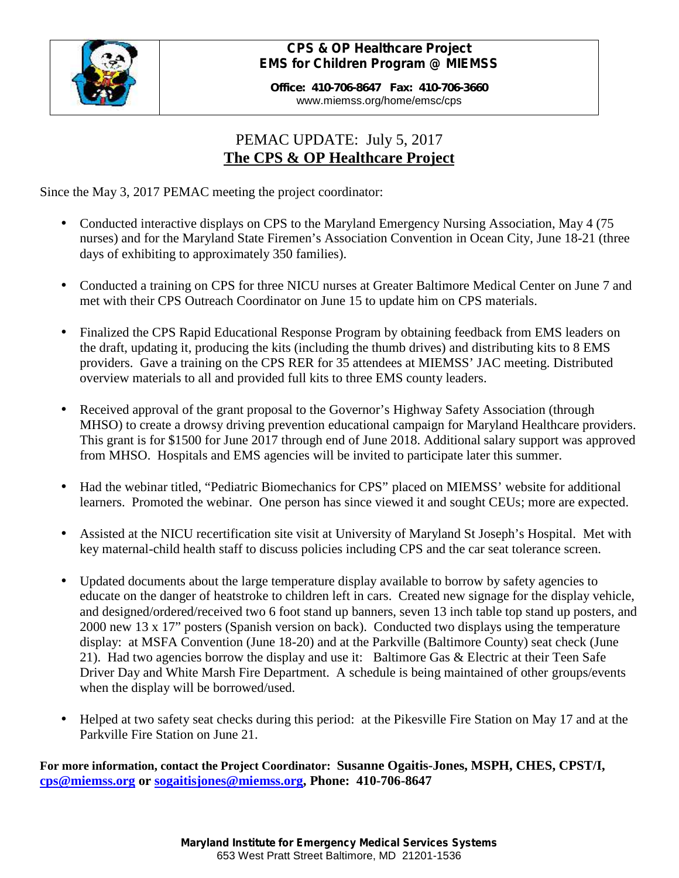**CPS & OP Healthcare Project**
**EMS for Children Program @ MIEMSS**

**Office: 410-706-8647 Fax: 410-706-3660**
www.miemss.org/home/emsc/cps

## PEMAC UPDATE: July 5, 2017
## The CPS & OP Healthcare Project

Since the May 3, 2017 PEMAC meeting the project coordinator:

- Conducted interactive displays on CPS to the Maryland Emergency Nursing Association, May 4 (75 nurses) and for the Maryland State Firemen's Association Convention in Ocean City, June 18-21 (three days of exhibiting to approximately 350 families).

- Conducted a training on CPS for three NICU nurses at Greater Baltimore Medical Center on June 7 and met with their CPS Outreach Coordinator on June 15 to update him on CPS materials.

- Finalized the CPS Rapid Educational Response Program by obtaining feedback from EMS leaders on the draft, updating it, producing the kits (including the thumb drives) and distributing kits to 8 EMS providers. Gave a training on the CPS RER for 35 attendees at MIEMSS' JAC meeting. Distributed overview materials to all and provided full kits to three EMS county leaders.

- Received approval of the grant proposal to the Governor's Highway Safety Association (through MHSO) to create a drowsy driving prevention educational campaign for Maryland Healthcare providers. This grant is for $1500 for June 2017 through end of June 2018. Additional salary support was approved from MHSO. Hospitals and EMS agencies will be invited to participate later this summer.

- Had the webinar titled, "Pediatric Biomechanics for CPS" placed on MIEMSS' website for additional learners. Promoted the webinar. One person has since viewed it and sought CEUs; more are expected.

- Assisted at the NICU recertification site visit at University of Maryland St Joseph's Hospital. Met with key maternal-child health staff to discuss policies including CPS and the car seat tolerance screen.

- Updated documents about the large temperature display available to borrow by safety agencies to educate on the danger of heatstroke to children left in cars. Created new signage for the display vehicle, and designed/ordered/received two 6 foot stand up banners, seven 13 inch table top stand up posters, and 2000 new 13 x 17" posters (Spanish version on back). Conducted two displays using the temperature display: at MSFA Convention (June 18-20) and at the Parkville (Baltimore County) seat check (June 21). Had two agencies borrow the display and use it: Baltimore Gas & Electric at their Teen Safe Driver Day and White Marsh Fire Department. A schedule is being maintained of other groups/events when the display will be borrowed/used.

- Helped at two safety seat checks during this period: at the Pikesville Fire Station on May 17 and at the Parkville Fire Station on June 21.

**For more information, contact the Project Coordinator: Susanne Ogaitis-Jones, MSPH, CHES, CPST/I, cps@miemss.org or sogaitisjones@miemss.org, Phone: 410-706-8647**

**Maryland Institute for Emergency Medical Services Systems**
653 West Pratt Street Baltimore, MD 21201-1536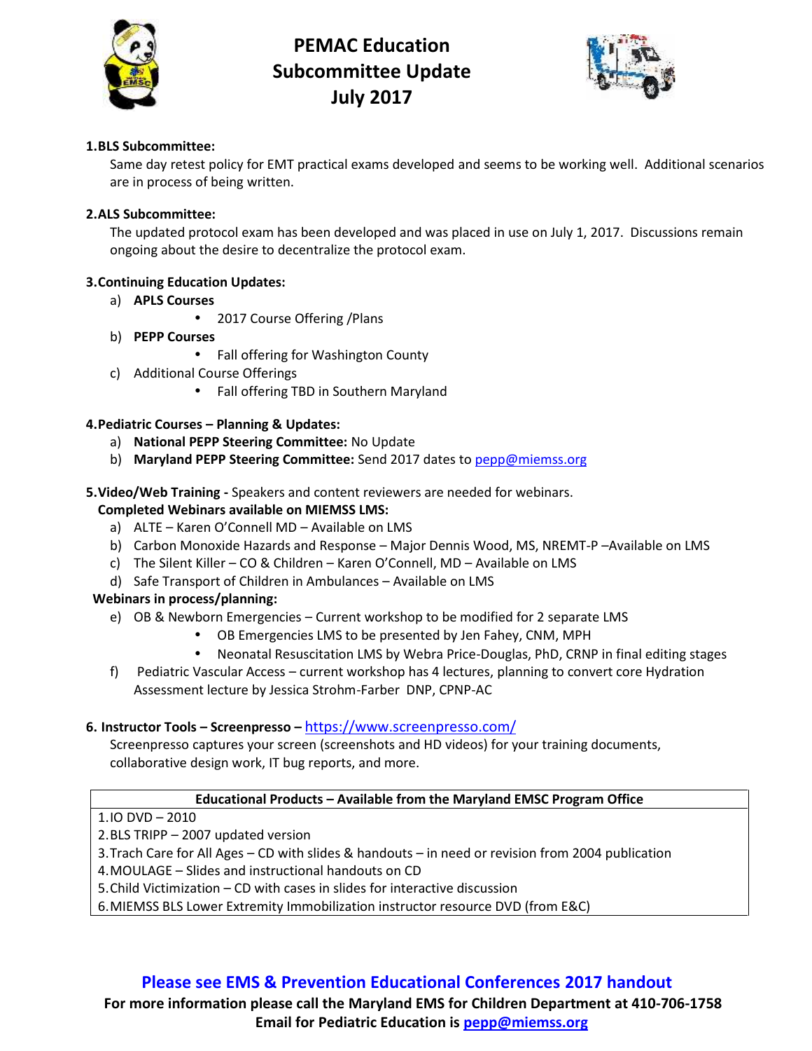# PEMAC Education Subcommittee Update July 2017

**1. BLS Subcommittee:**

Same day retest policy for EMT practical exams developed and seems to be working well. Additional scenarios are in process of being written.

**2. ALS Subcommittee:**

The updated protocol exam has been developed and was placed in use on July 1, 2017. Discussions remain ongoing about the desire to decentralize the protocol exam.

**3. Continuing Education Updates:**

a) **APLS Courses**
   - 2017 Course Offering /Plans

b) **PEPP Courses**
   - Fall offering for Washington County

c) Additional Course Offerings
   - Fall offering TBD in Southern Maryland

**4. Pediatric Courses – Planning & Updates:**

a) **National PEPP Steering Committee:** No Update

b) **Maryland PEPP Steering Committee:** Send 2017 dates to pepp@miemss.org

**5. Video/Web Training -** Speakers and content reviewers are needed for webinars.

**Completed Webinars available on MIEMSS LMS:**

a) ALTE – Karen O'Connell MD – Available on LMS

b) Carbon Monoxide Hazards and Response – Major Dennis Wood, MS, NREMT-P –Available on LMS

c) The Silent Killer – CO & Children – Karen O'Connell, MD – Available on LMS

d) Safe Transport of Children in Ambulances – Available on LMS

**Webinars in process/planning:**

e) OB & Newborn Emergencies – Current workshop to be modified for 2 separate LMS
   - OB Emergencies LMS to be presented by Jen Fahey, CNM, MPH
   - Neonatal Resuscitation LMS by Webra Price-Douglas, PhD, CRNP in final editing stages

f) Pediatric Vascular Access – current workshop has 4 lectures, planning to convert core Hydration Assessment lecture by Jessica Strohm-Farber DNP, CPNP-AC

**6. Instructor Tools – Screenpresso –** https://www.screenpresso.com/

Screenpresso captures your screen (screenshots and HD videos) for your training documents, collaborative design work, IT bug reports, and more.

| Educational Products – Available from the Maryland EMSC Program Office |
|---|
| 1. IO DVD – 2010 |
| 2. BLS TRIPP – 2007 updated version |
| 3. Trach Care for All Ages – CD with slides & handouts – in need or revision from 2004 publication |
| 4. MOULAGE – Slides and instructional handouts on CD |
| 5. Child Victimization – CD with cases in slides for interactive discussion |
| 6. MIEMSS BLS Lower Extremity Immobilization instructor resource DVD (from E&C) |

**Please see EMS & Prevention Educational Conferences 2017 handout**

**For more information please call the Maryland EMS for Children Department at 410-706-1758**

**Email for Pediatric Education is pepp@miemss.org**